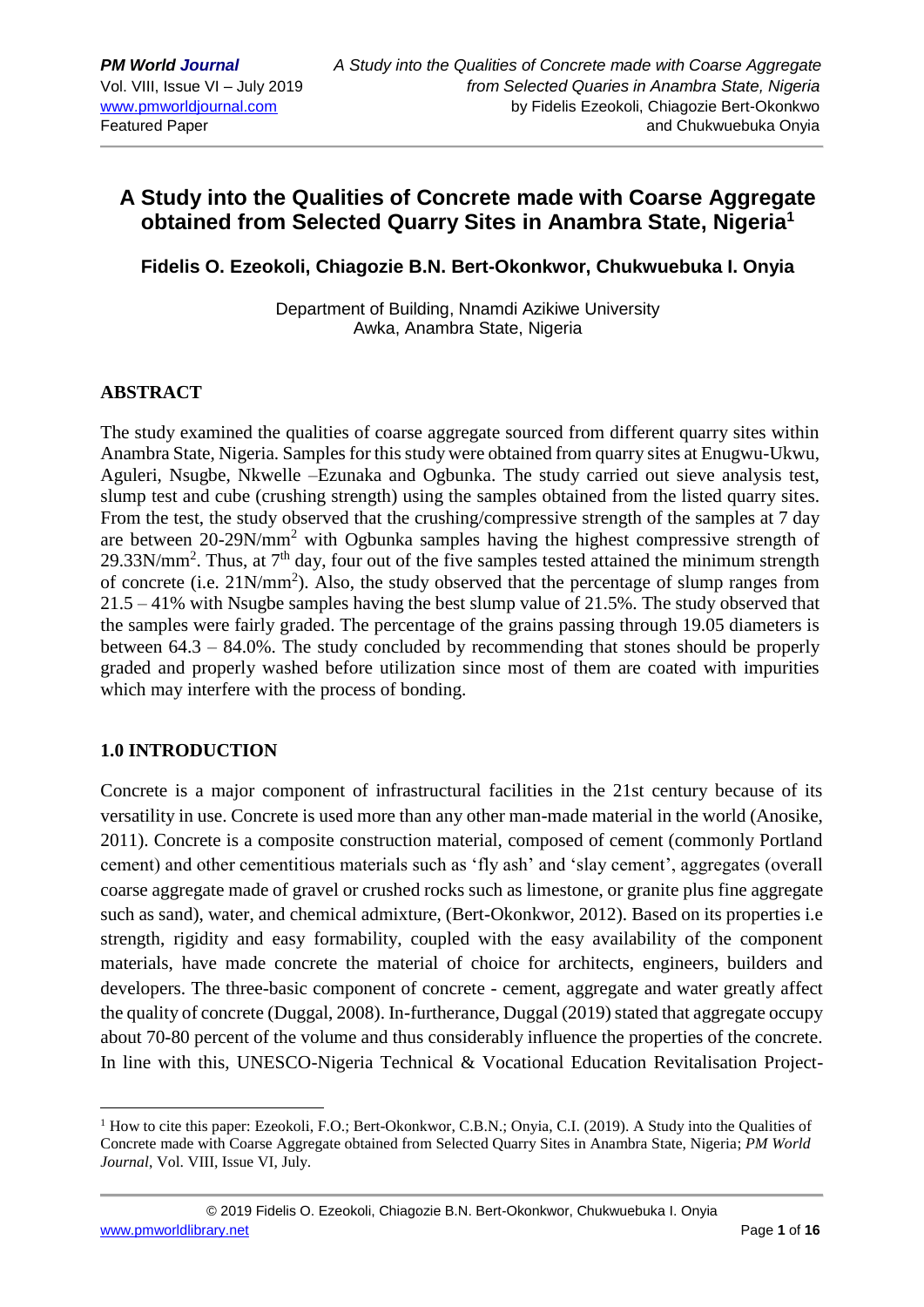# A Study into the Qualities of Concrete made with Coarse Aggregate obtained from Selected Quarry Sites in Anambra State, Nigeria[1]

**Fidelis O. Ezeokoli, Chiagozie B.N. Bert-Okonkwor, Chukwuebuka I. Onyia**

Department of Building, Nnamdi Azikiwe University
Awka, Anambra State, Nigeria

## ABSTRACT

The study examined the qualities of coarse aggregate sourced from different quarry sites within Anambra State, Nigeria. Samples for this study were obtained from quarry sites at Enugwu-Ukwu, Aguleri, Nsugbe, Nkwelle –Ezunaka and Ogbunka. The study carried out sieve analysis test, slump test and cube (crushing strength) using the samples obtained from the listed quarry sites. From the test, the study observed that the crushing/compressive strength of the samples at 7 day are between 20-29N/mm$^2$ with Ogbunka samples having the highest compressive strength of 29.33N/mm$^2$. Thus, at 7$^{th}$ day, four out of the five samples tested attained the minimum strength of concrete (i.e. 21N/mm$^2$). Also, the study observed that the percentage of slump ranges from 21.5 – 41% with Nsugbe samples having the best slump value of 21.5%. The study observed that the samples were fairly graded. The percentage of the grains passing through 19.05 diameters is between 64.3 – 84.0%. The study concluded by recommending that stones should be properly graded and properly washed before utilization since most of them are coated with impurities which may interfere with the process of bonding.

## 1.0 INTRODUCTION

Concrete is a major component of infrastructural facilities in the 21st century because of its versatility in use. Concrete is used more than any other man-made material in the world (Anosike, 2011). Concrete is a composite construction material, composed of cement (commonly Portland cement) and other cementitious materials such as 'fly ash' and 'slay cement', aggregates (overall coarse aggregate made of gravel or crushed rocks such as limestone, or granite plus fine aggregate such as sand), water, and chemical admixture, (Bert-Okonkwor, 2012). Based on its properties i.e strength, rigidity and easy formability, coupled with the easy availability of the component materials, have made concrete the material of choice for architects, engineers, builders and developers. The three-basic component of concrete - cement, aggregate and water greatly affect the quality of concrete (Duggal, 2008). In-furtherance, Duggal (2019) stated that aggregate occupy about 70-80 percent of the volume and thus considerably influence the properties of the concrete. In line with this, UNESCO-Nigeria Technical & Vocational Education Revitalisation Project-

---

[1] How to cite this paper: Ezeokoli, F.O.; Bert-Okonkwor, C.B.N.; Onyia, C.I. (2019). A Study into the Qualities of Concrete made with Coarse Aggregate obtained from Selected Quarry Sites in Anambra State, Nigeria; *PM World Journal*, Vol. VIII, Issue VI, July.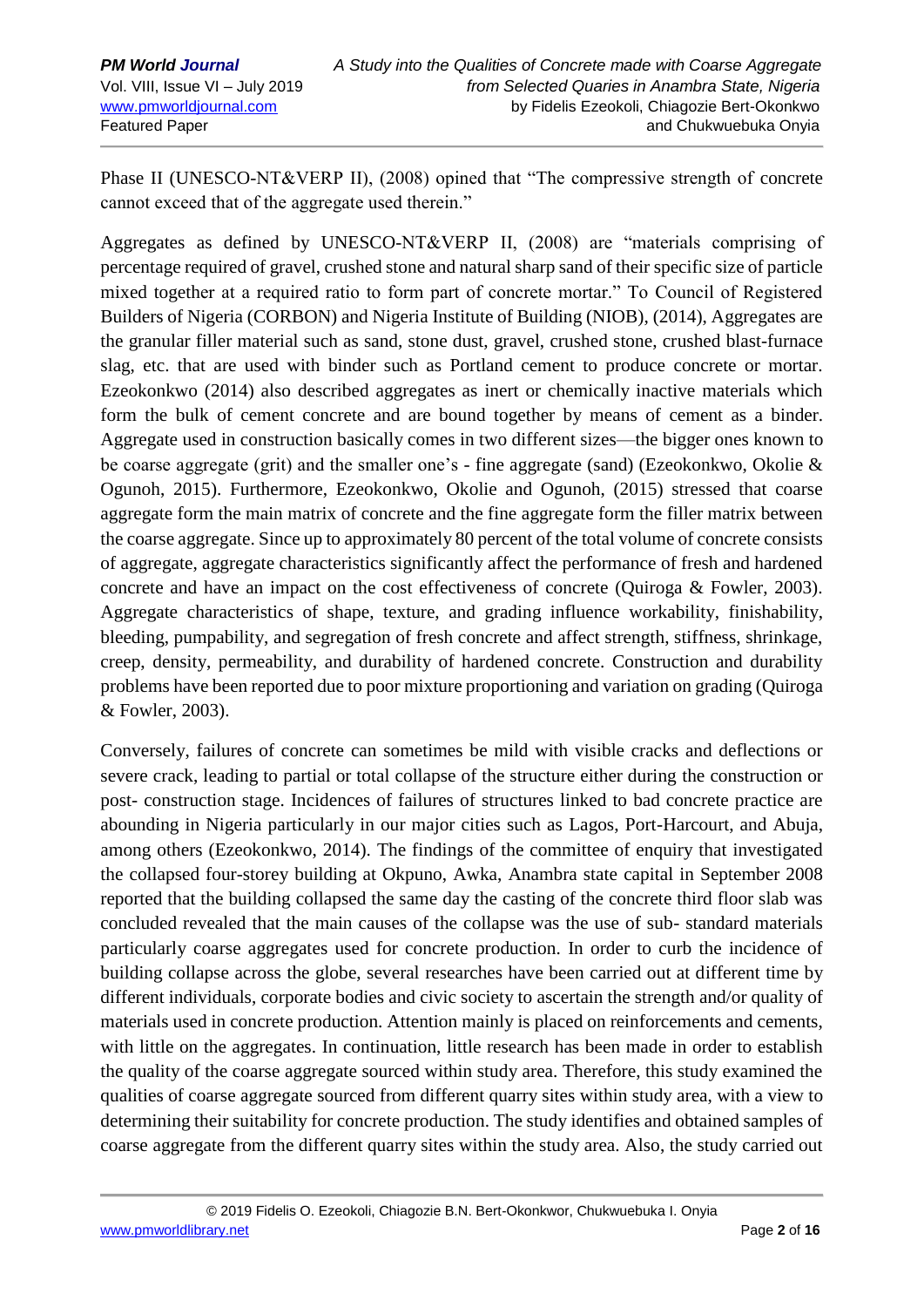Phase II (UNESCO-NT&VERP II), (2008) opined that "The compressive strength of concrete cannot exceed that of the aggregate used therein."

Aggregates as defined by UNESCO-NT&VERP II, (2008) are "materials comprising of percentage required of gravel, crushed stone and natural sharp sand of their specific size of particle mixed together at a required ratio to form part of concrete mortar." To Council of Registered Builders of Nigeria (CORBON) and Nigeria Institute of Building (NIOB), (2014), Aggregates are the granular filler material such as sand, stone dust, gravel, crushed stone, crushed blast-furnace slag, etc. that are used with binder such as Portland cement to produce concrete or mortar. Ezeokonkwo (2014) also described aggregates as inert or chemically inactive materials which form the bulk of cement concrete and are bound together by means of cement as a binder. Aggregate used in construction basically comes in two different sizes—the bigger ones known to be coarse aggregate (grit) and the smaller one's - fine aggregate (sand) (Ezeokonkwo, Okolie & Ogunoh, 2015). Furthermore, Ezeokonkwo, Okolie and Ogunoh, (2015) stressed that coarse aggregate form the main matrix of concrete and the fine aggregate form the filler matrix between the coarse aggregate. Since up to approximately 80 percent of the total volume of concrete consists of aggregate, aggregate characteristics significantly affect the performance of fresh and hardened concrete and have an impact on the cost effectiveness of concrete (Quiroga & Fowler, 2003). Aggregate characteristics of shape, texture, and grading influence workability, finishability, bleeding, pumpability, and segregation of fresh concrete and affect strength, stiffness, shrinkage, creep, density, permeability, and durability of hardened concrete. Construction and durability problems have been reported due to poor mixture proportioning and variation on grading (Quiroga & Fowler, 2003).

Conversely, failures of concrete can sometimes be mild with visible cracks and deflections or severe crack, leading to partial or total collapse of the structure either during the construction or post- construction stage. Incidences of failures of structures linked to bad concrete practice are abounding in Nigeria particularly in our major cities such as Lagos, Port-Harcourt, and Abuja, among others (Ezeokonkwo, 2014). The findings of the committee of enquiry that investigated the collapsed four-storey building at Okpuno, Awka, Anambra state capital in September 2008 reported that the building collapsed the same day the casting of the concrete third floor slab was concluded revealed that the main causes of the collapse was the use of sub- standard materials particularly coarse aggregates used for concrete production. In order to curb the incidence of building collapse across the globe, several researches have been carried out at different time by different individuals, corporate bodies and civic society to ascertain the strength and/or quality of materials used in concrete production. Attention mainly is placed on reinforcements and cements, with little on the aggregates. In continuation, little research has been made in order to establish the quality of the coarse aggregate sourced within study area. Therefore, this study examined the qualities of coarse aggregate sourced from different quarry sites within study area, with a view to determining their suitability for concrete production. The study identifies and obtained samples of coarse aggregate from the different quarry sites within the study area. Also, the study carried out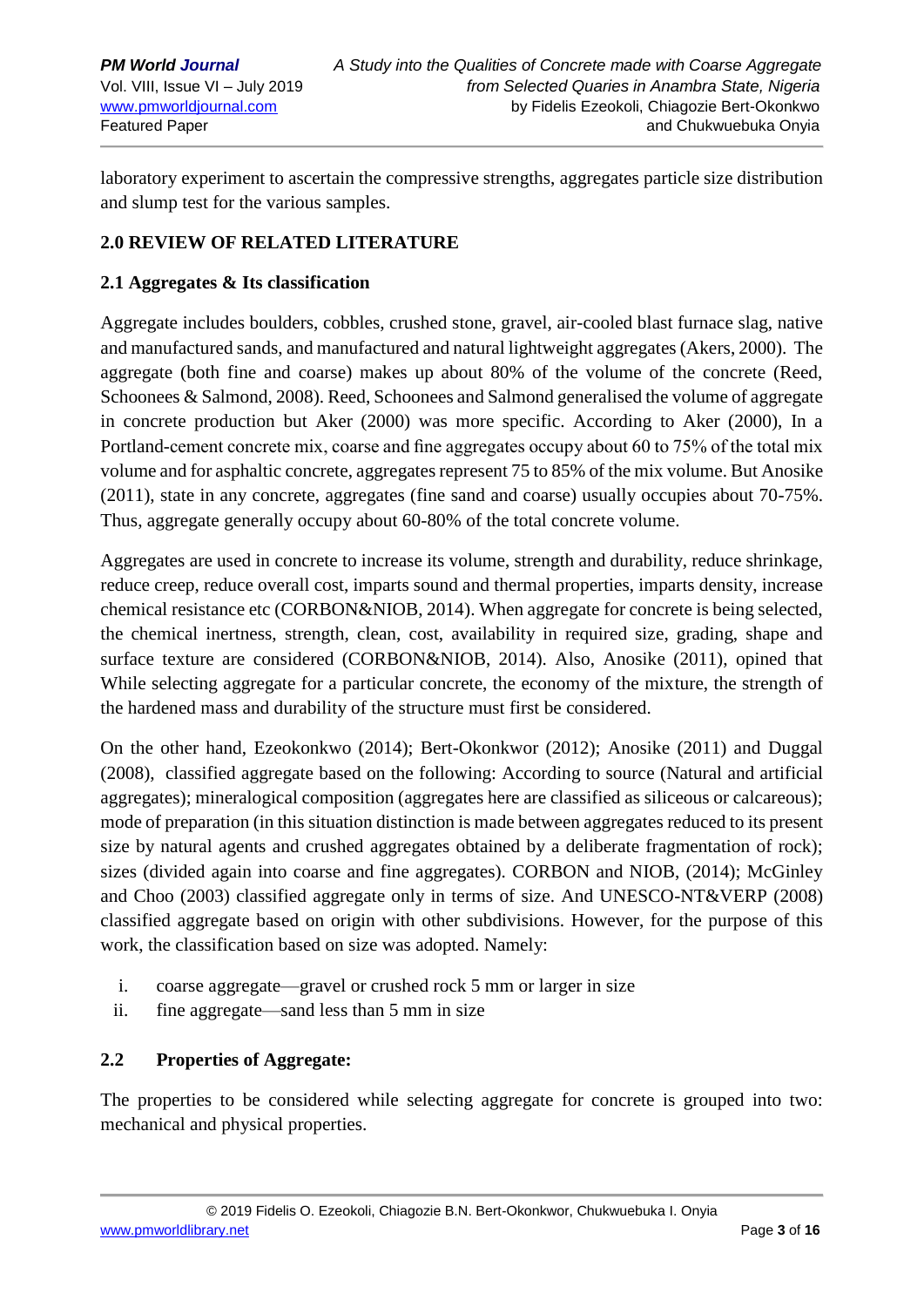laboratory experiment to ascertain the compressive strengths, aggregates particle size distribution and slump test for the various samples.

## 2.0 REVIEW OF RELATED LITERATURE

### 2.1 Aggregates & Its classification

Aggregate includes boulders, cobbles, crushed stone, gravel, air-cooled blast furnace slag, native and manufactured sands, and manufactured and natural lightweight aggregates (Akers, 2000). The aggregate (both fine and coarse) makes up about 80% of the volume of the concrete (Reed, Schoonees & Salmond, 2008). Reed, Schoonees and Salmond generalised the volume of aggregate in concrete production but Aker (2000) was more specific. According to Aker (2000), In a Portland-cement concrete mix, coarse and fine aggregates occupy about 60 to 75% of the total mix volume and for asphaltic concrete, aggregates represent 75 to 85% of the mix volume. But Anosike (2011), state in any concrete, aggregates (fine sand and coarse) usually occupies about 70-75%. Thus, aggregate generally occupy about 60-80% of the total concrete volume.

Aggregates are used in concrete to increase its volume, strength and durability, reduce shrinkage, reduce creep, reduce overall cost, imparts sound and thermal properties, imparts density, increase chemical resistance etc (CORBON&NIOB, 2014). When aggregate for concrete is being selected, the chemical inertness, strength, clean, cost, availability in required size, grading, shape and surface texture are considered (CORBON&NIOB, 2014). Also, Anosike (2011), opined that While selecting aggregate for a particular concrete, the economy of the mixture, the strength of the hardened mass and durability of the structure must first be considered.

On the other hand, Ezeokonkwo (2014); Bert-Okonkwor (2012); Anosike (2011) and Duggal (2008), classified aggregate based on the following: According to source (Natural and artificial aggregates); mineralogical composition (aggregates here are classified as siliceous or calcareous); mode of preparation (in this situation distinction is made between aggregates reduced to its present size by natural agents and crushed aggregates obtained by a deliberate fragmentation of rock); sizes (divided again into coarse and fine aggregates). CORBON and NIOB, (2014); McGinley and Choo (2003) classified aggregate only in terms of size. And UNESCO-NT&VERP (2008) classified aggregate based on origin with other subdivisions. However, for the purpose of this work, the classification based on size was adopted. Namely:

i. coarse aggregate—gravel or crushed rock 5 mm or larger in size
ii. fine aggregate—sand less than 5 mm in size

### 2.2 Properties of Aggregate:

The properties to be considered while selecting aggregate for concrete is grouped into two: mechanical and physical properties.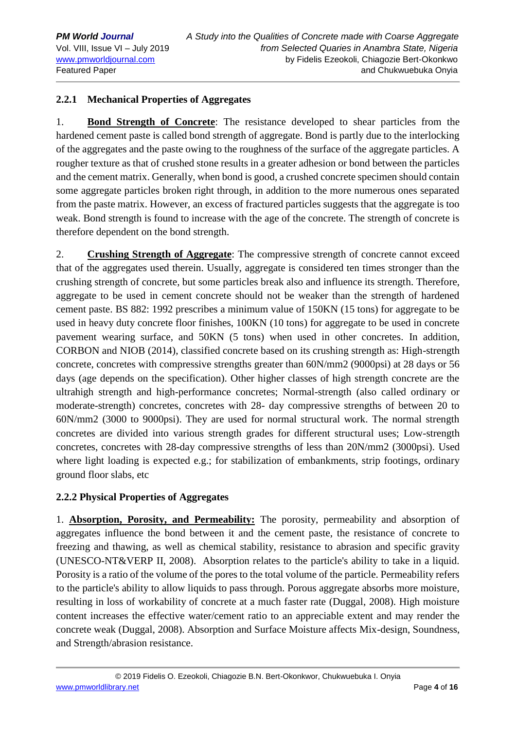### 2.2.1 Mechanical Properties of Aggregates

1. **Bond Strength of Concrete**: The resistance developed to shear particles from the hardened cement paste is called bond strength of aggregate. Bond is partly due to the interlocking of the aggregates and the paste owing to the roughness of the surface of the aggregate particles. A rougher texture as that of crushed stone results in a greater adhesion or bond between the particles and the cement matrix. Generally, when bond is good, a crushed concrete specimen should contain some aggregate particles broken right through, in addition to the more numerous ones separated from the paste matrix. However, an excess of fractured particles suggests that the aggregate is too weak. Bond strength is found to increase with the age of the concrete. The strength of concrete is therefore dependent on the bond strength.

2. **Crushing Strength of Aggregate**: The compressive strength of concrete cannot exceed that of the aggregates used therein. Usually, aggregate is considered ten times stronger than the crushing strength of concrete, but some particles break also and influence its strength. Therefore, aggregate to be used in cement concrete should not be weaker than the strength of hardened cement paste. BS 882: 1992 prescribes a minimum value of 150KN (15 tons) for aggregate to be used in heavy duty concrete floor finishes, 100KN (10 tons) for aggregate to be used in concrete pavement wearing surface, and 50KN (5 tons) when used in other concretes. In addition, CORBON and NIOB (2014), classified concrete based on its crushing strength as: High-strength concrete, concretes with compressive strengths greater than 60N/mm2 (9000psi) at 28 days or 56 days (age depends on the specification). Other higher classes of high strength concrete are the ultrahigh strength and high-performance concretes; Normal-strength (also called ordinary or moderate-strength) concretes, concretes with 28- day compressive strengths of between 20 to 60N/mm2 (3000 to 9000psi). They are used for normal structural work. The normal strength concretes are divided into various strength grades for different structural uses; Low-strength concretes, concretes with 28-day compressive strengths of less than 20N/mm2 (3000psi). Used where light loading is expected e.g.; for stabilization of embankments, strip footings, ordinary ground floor slabs, etc

### 2.2.2 Physical Properties of Aggregates

1. **Absorption, Porosity, and Permeability:** The porosity, permeability and absorption of aggregates influence the bond between it and the cement paste, the resistance of concrete to freezing and thawing, as well as chemical stability, resistance to abrasion and specific gravity (UNESCO-NT&VERP II, 2008). Absorption relates to the particle's ability to take in a liquid. Porosity is a ratio of the volume of the pores to the total volume of the particle. Permeability refers to the particle's ability to allow liquids to pass through. Porous aggregate absorbs more moisture, resulting in loss of workability of concrete at a much faster rate (Duggal, 2008). High moisture content increases the effective water/cement ratio to an appreciable extent and may render the concrete weak (Duggal, 2008). Absorption and Surface Moisture affects Mix-design, Soundness, and Strength/abrasion resistance.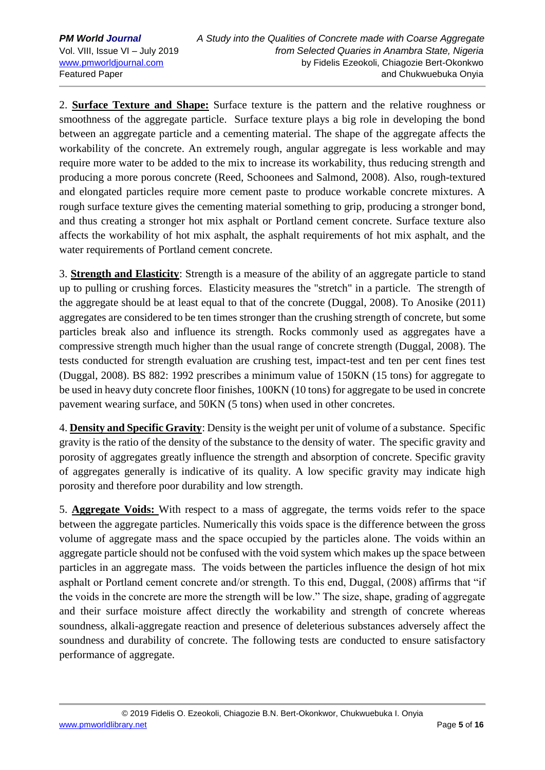2. **Surface Texture and Shape:** Surface texture is the pattern and the relative roughness or smoothness of the aggregate particle. Surface texture plays a big role in developing the bond between an aggregate particle and a cementing material. The shape of the aggregate affects the workability of the concrete. An extremely rough, angular aggregate is less workable and may require more water to be added to the mix to increase its workability, thus reducing strength and producing a more porous concrete (Reed, Schoonees and Salmond, 2008). Also, rough-textured and elongated particles require more cement paste to produce workable concrete mixtures. A rough surface texture gives the cementing material something to grip, producing a stronger bond, and thus creating a stronger hot mix asphalt or Portland cement concrete. Surface texture also affects the workability of hot mix asphalt, the asphalt requirements of hot mix asphalt, and the water requirements of Portland cement concrete.

3. **Strength and Elasticity**: Strength is a measure of the ability of an aggregate particle to stand up to pulling or crushing forces. Elasticity measures the "stretch" in a particle. The strength of the aggregate should be at least equal to that of the concrete (Duggal, 2008). To Anosike (2011) aggregates are considered to be ten times stronger than the crushing strength of concrete, but some particles break also and influence its strength. Rocks commonly used as aggregates have a compressive strength much higher than the usual range of concrete strength (Duggal, 2008). The tests conducted for strength evaluation are crushing test, impact-test and ten per cent fines test (Duggal, 2008). BS 882: 1992 prescribes a minimum value of 150KN (15 tons) for aggregate to be used in heavy duty concrete floor finishes, 100KN (10 tons) for aggregate to be used in concrete pavement wearing surface, and 50KN (5 tons) when used in other concretes.

4. **Density and Specific Gravity**: Density is the weight per unit of volume of a substance. Specific gravity is the ratio of the density of the substance to the density of water. The specific gravity and porosity of aggregates greatly influence the strength and absorption of concrete. Specific gravity of aggregates generally is indicative of its quality. A low specific gravity may indicate high porosity and therefore poor durability and low strength.

5. **Aggregate Voids:** With respect to a mass of aggregate, the terms voids refer to the space between the aggregate particles. Numerically this voids space is the difference between the gross volume of aggregate mass and the space occupied by the particles alone. The voids within an aggregate particle should not be confused with the void system which makes up the space between particles in an aggregate mass. The voids between the particles influence the design of hot mix asphalt or Portland cement concrete and/or strength. To this end, Duggal, (2008) affirms that "if the voids in the concrete are more the strength will be low." The size, shape, grading of aggregate and their surface moisture affect directly the workability and strength of concrete whereas soundness, alkali-aggregate reaction and presence of deleterious substances adversely affect the soundness and durability of concrete. The following tests are conducted to ensure satisfactory performance of aggregate.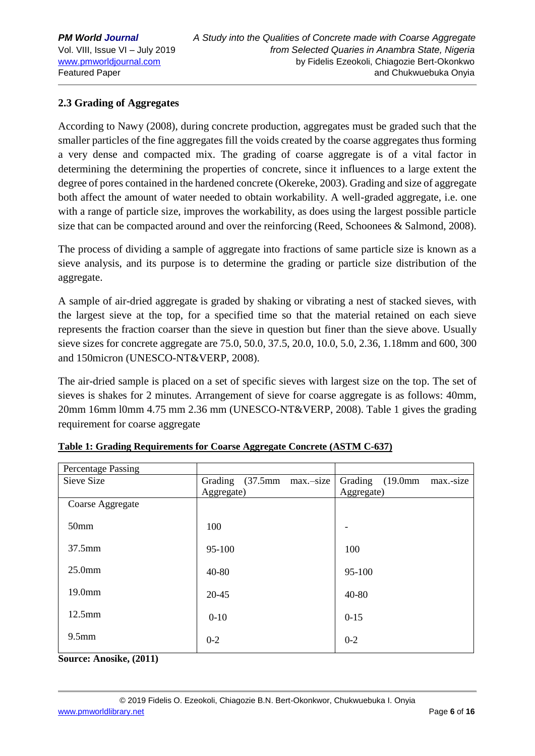## 2.3 Grading of Aggregates

According to Nawy (2008), during concrete production, aggregates must be graded such that the smaller particles of the fine aggregates fill the voids created by the coarse aggregates thus forming a very dense and compacted mix. The grading of coarse aggregate is of a vital factor in determining the determining the properties of concrete, since it influences to a large extent the degree of pores contained in the hardened concrete (Okereke, 2003). Grading and size of aggregate both affect the amount of water needed to obtain workability. A well-graded aggregate, i.e. one with a range of particle size, improves the workability, as does using the largest possible particle size that can be compacted around and over the reinforcing (Reed, Schoonees & Salmond, 2008).

The process of dividing a sample of aggregate into fractions of same particle size is known as a sieve analysis, and its purpose is to determine the grading or particle size distribution of the aggregate.

A sample of air-dried aggregate is graded by shaking or vibrating a nest of stacked sieves, with the largest sieve at the top, for a specified time so that the material retained on each sieve represents the fraction coarser than the sieve in question but finer than the sieve above. Usually sieve sizes for concrete aggregate are 75.0, 50.0, 37.5, 20.0, 10.0, 5.0, 2.36, 1.18mm and 600, 300 and 150micron (UNESCO-NT&VERP, 2008).

The air-dried sample is placed on a set of specific sieves with largest size on the top. The set of sieves is shakes for 2 minutes. Arrangement of sieve for coarse aggregate is as follows: 40mm, 20mm 16mm l0mm 4.75 mm 2.36 mm (UNESCO-NT&VERP, 2008). Table 1 gives the grading requirement for coarse aggregate

**Table 1: Grading Requirements for Coarse Aggregate Concrete (ASTM C-637)**

| Percentage Passing | | |
|---|---|---|
| Sieve Size | Grading (37.5mm max.–size Aggregate) | Grading (19.0mm max.-size Aggregate) |
| Coarse Aggregate | | |
| 50mm | 100 | - |
| 37.5mm | 95-100 | 100 |
| 25.0mm | 40-80 | 95-100 |
| 19.0mm | 20-45 | 40-80 |
| 12.5mm | 0-10 | 0-15 |
| 9.5mm | 0-2 | 0-2 |

**Source: Anosike, (2011)**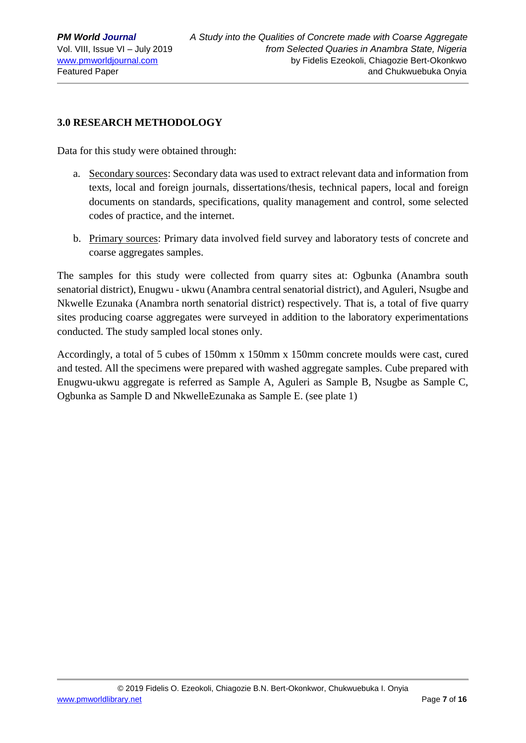## 3.0 RESEARCH METHODOLOGY

Data for this study were obtained through:

a. Secondary sources: Secondary data was used to extract relevant data and information from texts, local and foreign journals, dissertations/thesis, technical papers, local and foreign documents on standards, specifications, quality management and control, some selected codes of practice, and the internet.

b. Primary sources: Primary data involved field survey and laboratory tests of concrete and coarse aggregates samples.

The samples for this study were collected from quarry sites at: Ogbunka (Anambra south senatorial district), Enugwu - ukwu (Anambra central senatorial district), and Aguleri, Nsugbe and Nkwelle Ezunaka (Anambra north senatorial district) respectively. That is, a total of five quarry sites producing coarse aggregates were surveyed in addition to the laboratory experimentations conducted. The study sampled local stones only.

Accordingly, a total of 5 cubes of 150mm x 150mm x 150mm concrete moulds were cast, cured and tested. All the specimens were prepared with washed aggregate samples. Cube prepared with Enugwu-ukwu aggregate is referred as Sample A, Aguleri as Sample B, Nsugbe as Sample C, Ogbunka as Sample D and NkwelleEzunaka as Sample E. (see plate 1)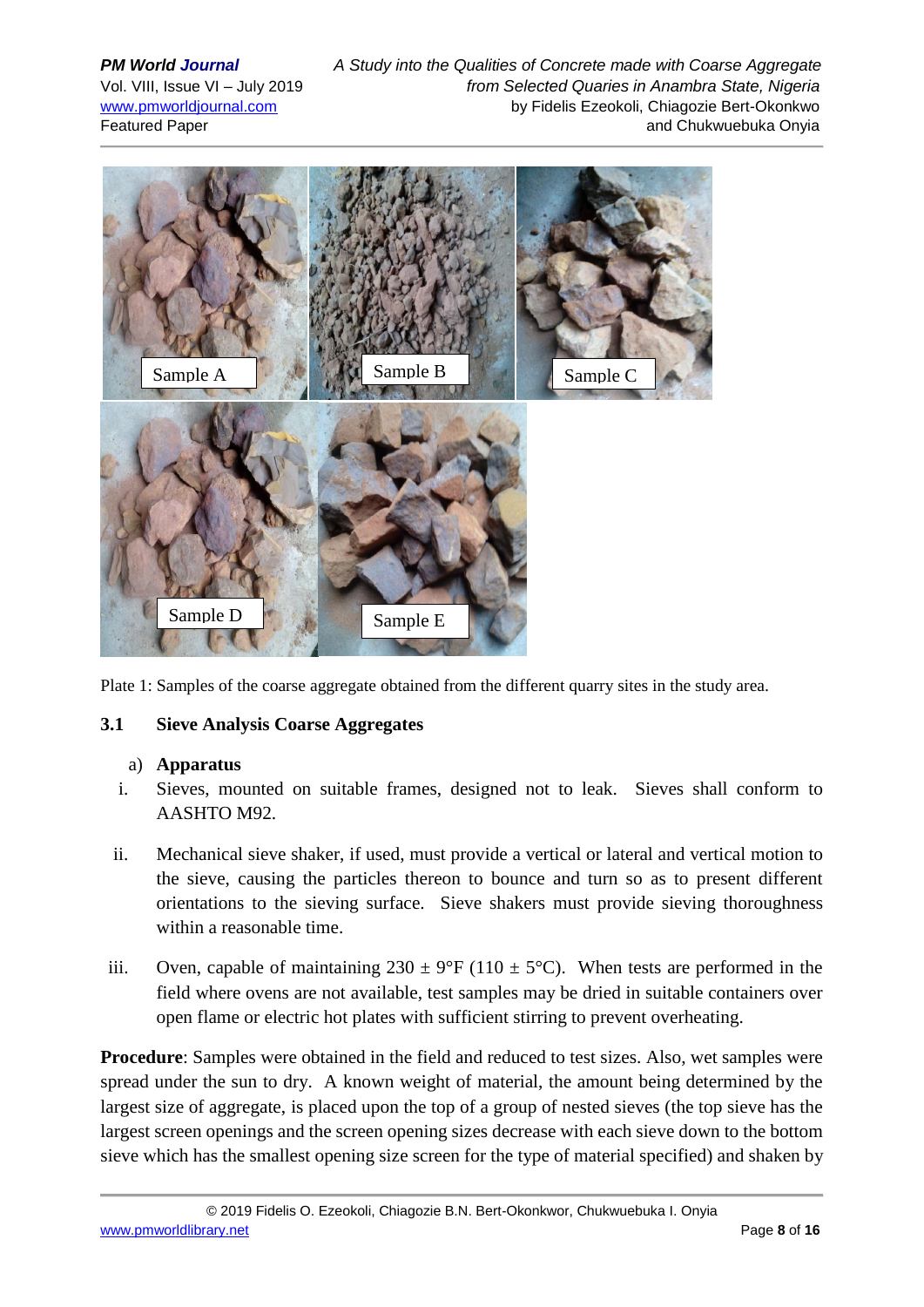Plate 1: Samples of the coarse aggregate obtained from the different quarry sites in the study area.

### 3.1 Sieve Analysis Coarse Aggregates

a) **Apparatus**

i. Sieves, mounted on suitable frames, designed not to leak. Sieves shall conform to AASHTO M92.

ii. Mechanical sieve shaker, if used, must provide a vertical or lateral and vertical motion to the sieve, causing the particles thereon to bounce and turn so as to present different orientations to the sieving surface. Sieve shakers must provide sieving thoroughness within a reasonable time.

iii. Oven, capable of maintaining 230 ± 9°F (110 ± 5°C). When tests are performed in the field where ovens are not available, test samples may be dried in suitable containers over open flame or electric hot plates with sufficient stirring to prevent overheating.

**Procedure**: Samples were obtained in the field and reduced to test sizes. Also, wet samples were spread under the sun to dry. A known weight of material, the amount being determined by the largest size of aggregate, is placed upon the top of a group of nested sieves (the top sieve has the largest screen openings and the screen opening sizes decrease with each sieve down to the bottom sieve which has the smallest opening size screen for the type of material specified) and shaken by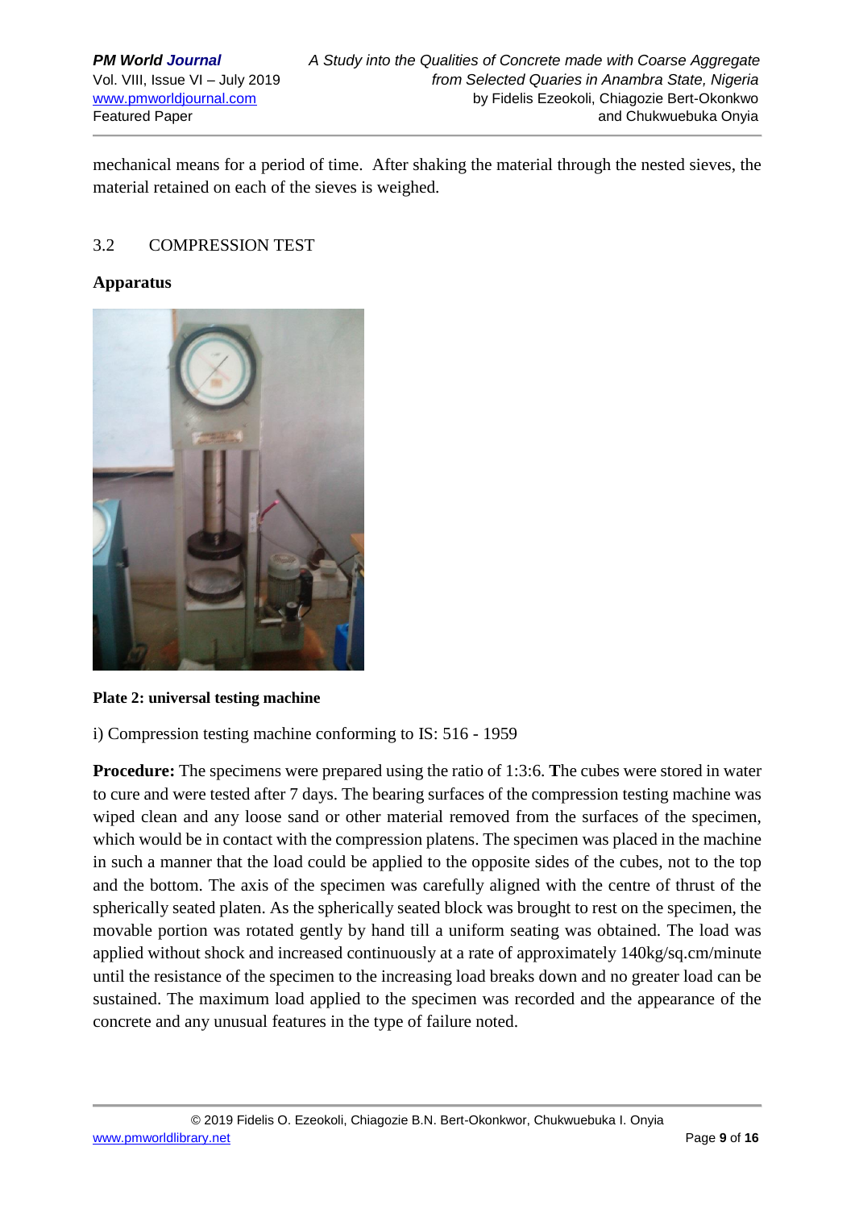mechanical means for a period of time. After shaking the material through the nested sieves, the material retained on each of the sieves is weighed.

## 3.2 COMPRESSION TEST

**Apparatus**

**Plate 2: universal testing machine**

i) Compression testing machine conforming to IS: 516 - 1959

**Procedure:** The specimens were prepared using the ratio of 1:3:6. **T**he cubes were stored in water to cure and were tested after 7 days. The bearing surfaces of the compression testing machine was wiped clean and any loose sand or other material removed from the surfaces of the specimen, which would be in contact with the compression platens. The specimen was placed in the machine in such a manner that the load could be applied to the opposite sides of the cubes, not to the top and the bottom. The axis of the specimen was carefully aligned with the centre of thrust of the spherically seated platen. As the spherically seated block was brought to rest on the specimen, the movable portion was rotated gently by hand till a uniform seating was obtained. The load was applied without shock and increased continuously at a rate of approximately 140kg/sq.cm/minute until the resistance of the specimen to the increasing load breaks down and no greater load can be sustained. The maximum load applied to the specimen was recorded and the appearance of the concrete and any unusual features in the type of failure noted.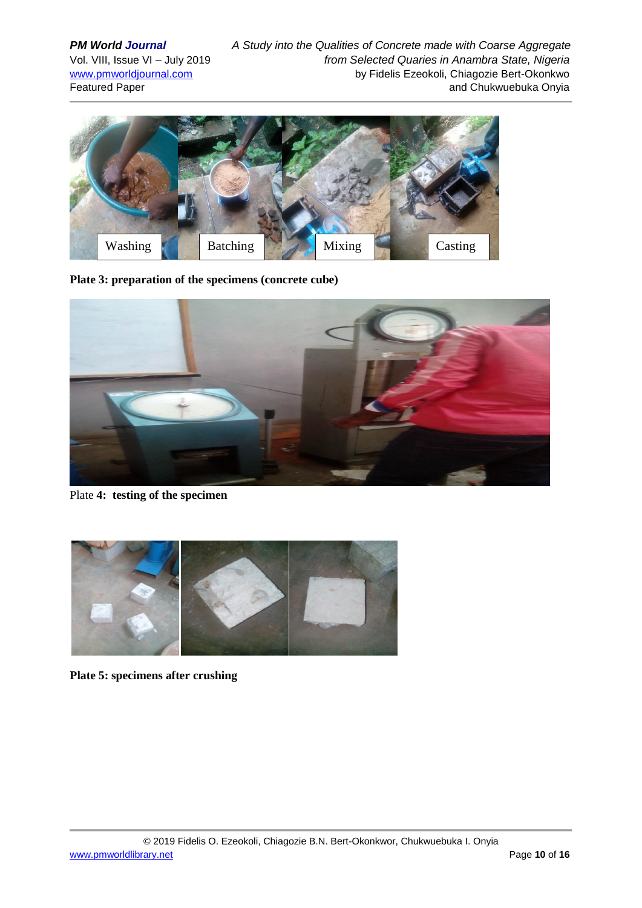Washing Batching Mixing Casting

**Plate 3: preparation of the specimens (concrete cube)**

Plate **4: testing of the specimen**

**Plate 5: specimens after crushing**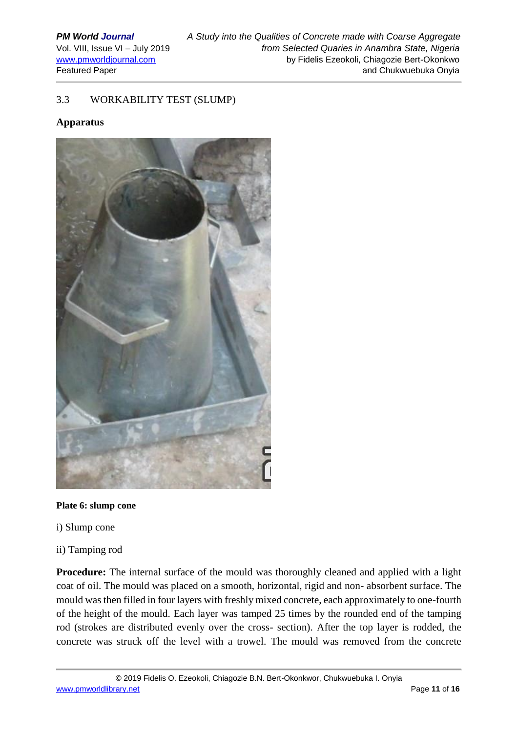## 3.3 WORKABILITY TEST (SLUMP)

**Apparatus**

**Plate 6: slump cone**

i) Slump cone

ii) Tamping rod

**Procedure:** The internal surface of the mould was thoroughly cleaned and applied with a light coat of oil. The mould was placed on a smooth, horizontal, rigid and non- absorbent surface. The mould was then filled in four layers with freshly mixed concrete, each approximately to one-fourth of the height of the mould. Each layer was tamped 25 times by the rounded end of the tamping rod (strokes are distributed evenly over the cross- section). After the top layer is rodded, the concrete was struck off the level with a trowel. The mould was removed from the concrete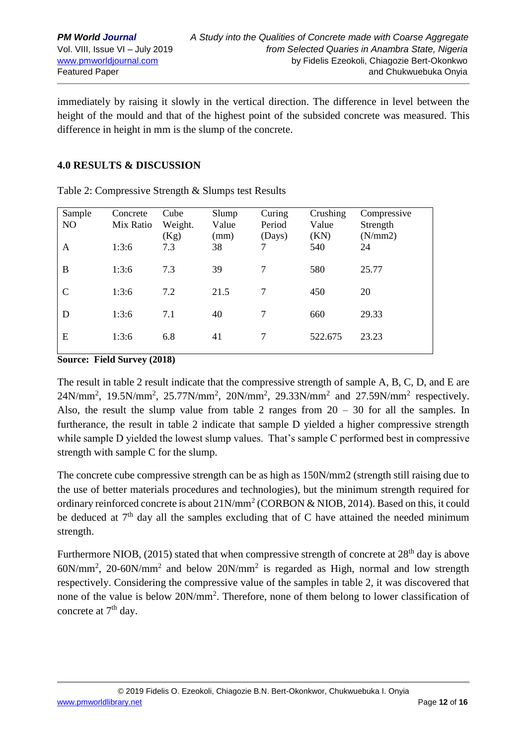immediately by raising it slowly in the vertical direction. The difference in level between the height of the mould and that of the highest point of the subsided concrete was measured. This difference in height in mm is the slump of the concrete.

## 4.0 RESULTS & DISCUSSION

Table 2: Compressive Strength & Slumps test Results

| Sample NO | Concrete Mix Ratio | Cube Weight. (Kg) | Slump Value (mm) | Curing Period (Days) | Crushing Value (KN) | Compressive Strength (N/mm2) |
|---|---|---|---|---|---|---|
| A | 1:3:6 | 7.3 | 38 | 7 | 540 | 24 |
| B | 1:3:6 | 7.3 | 39 | 7 | 580 | 25.77 |
| C | 1:3:6 | 7.2 | 21.5 | 7 | 450 | 20 |
| D | 1:3:6 | 7.1 | 40 | 7 | 660 | 29.33 |
| E | 1:3:6 | 6.8 | 41 | 7 | 522.675 | 23.23 |

**Source: Field Survey (2018)**

The result in table 2 result indicate that the compressive strength of sample A, B, C, D, and E are $24N/mm^2$, $19.5N/mm^2$, $25.77N/mm^2$, $20N/mm^2$, $29.33N/mm^2$ and $27.59N/mm^2$ respectively. Also, the result the slump value from table 2 ranges from 20 – 30 for all the samples. In furtherance, the result in table 2 indicate that sample D yielded a higher compressive strength while sample D yielded the lowest slump values. That's sample C performed best in compressive strength with sample C for the slump.

The concrete cube compressive strength can be as high as 150N/mm2 (strength still raising due to the use of better materials procedures and technologies), but the minimum strength required for ordinary reinforced concrete is about $21N/mm^2$ (CORBON & NIOB, 2014). Based on this, it could be deduced at 7[th] day all the samples excluding that of C have attained the needed minimum strength.

Furthermore NIOB, (2015) stated that when compressive strength of concrete at 28[th] day is above $60N/mm^2$, $20\text{-}60N/mm^2$ and below $20N/mm^2$ is regarded as High, normal and low strength respectively. Considering the compressive value of the samples in table 2, it was discovered that none of the value is below $20N/mm^2$. Therefore, none of them belong to lower classification of concrete at 7[th] day.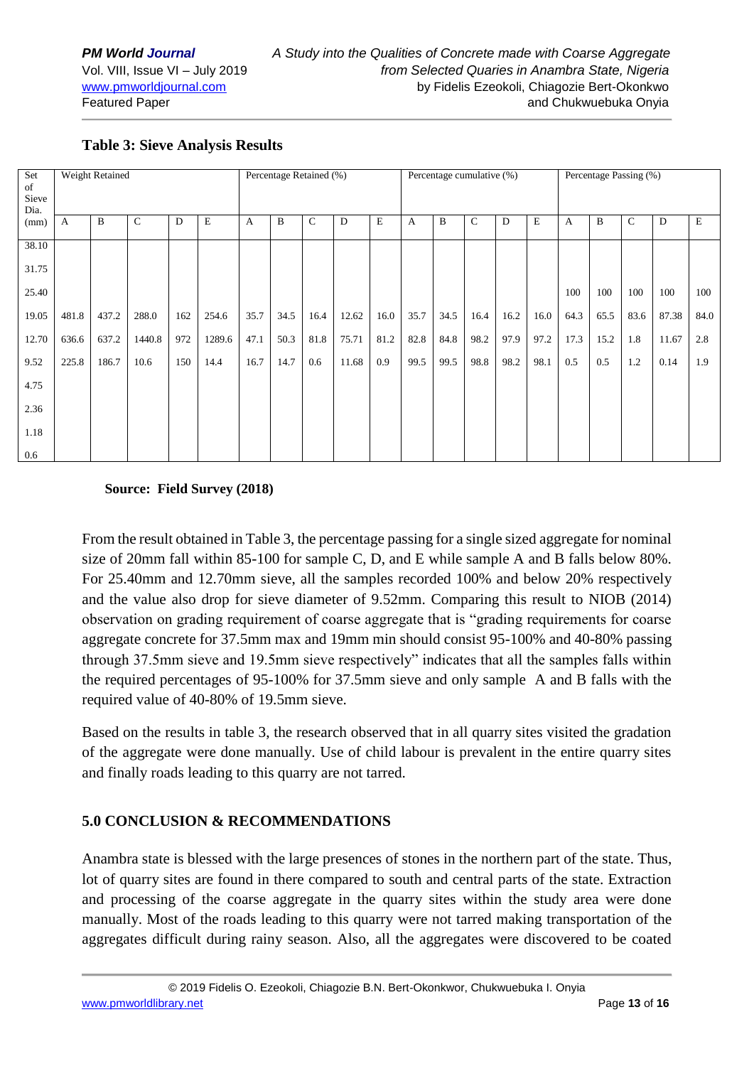**Table 3: Sieve Analysis Results**

| Set of Sieve Dia. (mm) | Weight Retained | | | | | Percentage Retained (%) | | | | | Percentage cumulative (%) | | | | | Percentage Passing (%) | | | | |
|---|---|---|---|---|---|---|---|---|---|---|---|---|---|---|---|---|---|---|---|---|
| | A | B | C | D | E | A | B | C | D | E | A | B | C | D | E | A | B | C | D | E |
| 38.10 | | | | | | | | | | | | | | | | | | | | |
| 31.75 | | | | | | | | | | | | | | | | | | | | |
| 25.40 | | | | | | | | | | | | | | | | 100 | 100 | 100 | 100 | 100 |
| 19.05 | 481.8 | 437.2 | 288.0 | 162 | 254.6 | 35.7 | 34.5 | 16.4 | 12.62 | 16.0 | 35.7 | 34.5 | 16.4 | 16.2 | 16.0 | 64.3 | 65.5 | 83.6 | 87.38 | 84.0 |
| 12.70 | 636.6 | 637.2 | 1440.8 | 972 | 1289.6 | 47.1 | 50.3 | 81.8 | 75.71 | 81.2 | 82.8 | 84.8 | 98.2 | 97.9 | 97.2 | 17.3 | 15.2 | 1.8 | 11.67 | 2.8 |
| 9.52 | 225.8 | 186.7 | 10.6 | 150 | 14.4 | 16.7 | 14.7 | 0.6 | 11.68 | 0.9 | 99.5 | 99.5 | 98.8 | 98.2 | 98.1 | 0.5 | 0.5 | 1.2 | 0.14 | 1.9 |
| 4.75 | | | | | | | | | | | | | | | | | | | | |
| 2.36 | | | | | | | | | | | | | | | | | | | | |
| 1.18 | | | | | | | | | | | | | | | | | | | | |
| 0.6 | | | | | | | | | | | | | | | | | | | | |

**Source: Field Survey (2018)**

From the result obtained in Table 3, the percentage passing for a single sized aggregate for nominal size of 20mm fall within 85-100 for sample C, D, and E while sample A and B falls below 80%. For 25.40mm and 12.70mm sieve, all the samples recorded 100% and below 20% respectively and the value also drop for sieve diameter of 9.52mm. Comparing this result to NIOB (2014) observation on grading requirement of coarse aggregate that is "grading requirements for coarse aggregate concrete for 37.5mm max and 19mm min should consist 95-100% and 40-80% passing through 37.5mm sieve and 19.5mm sieve respectively" indicates that all the samples falls within the required percentages of 95-100% for 37.5mm sieve and only sample A and B falls with the required value of 40-80% of 19.5mm sieve.

Based on the results in table 3, the research observed that in all quarry sites visited the gradation of the aggregate were done manually. Use of child labour is prevalent in the entire quarry sites and finally roads leading to this quarry are not tarred.

## 5.0 CONCLUSION & RECOMMENDATIONS

Anambra state is blessed with the large presences of stones in the northern part of the state. Thus, lot of quarry sites are found in there compared to south and central parts of the state. Extraction and processing of the coarse aggregate in the quarry sites within the study area were done manually. Most of the roads leading to this quarry were not tarred making transportation of the aggregates difficult during rainy season. Also, all the aggregates were discovered to be coated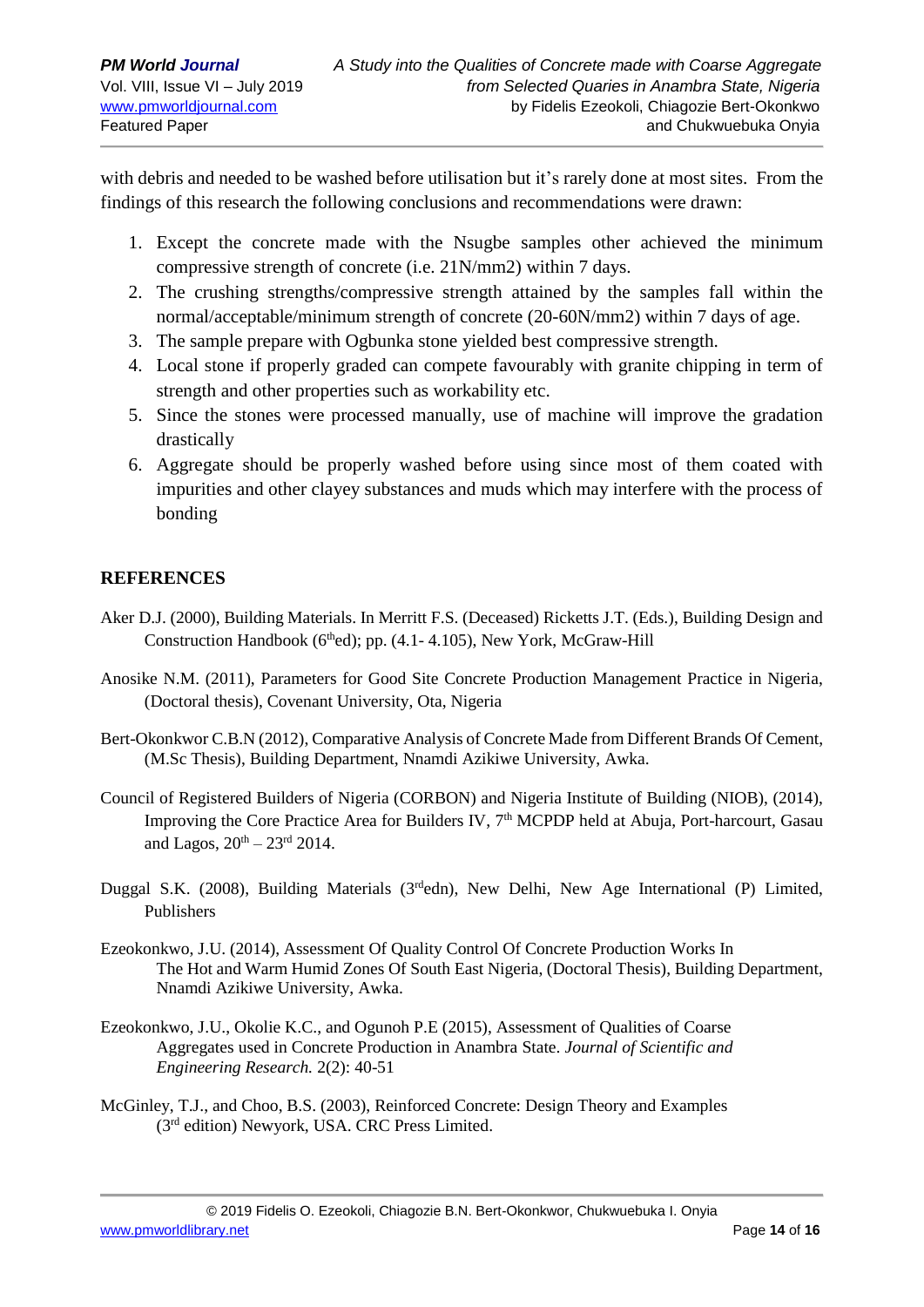with debris and needed to be washed before utilisation but it's rarely done at most sites. From the findings of this research the following conclusions and recommendations were drawn:

1. Except the concrete made with the Nsugbe samples other achieved the minimum compressive strength of concrete (i.e. 21N/mm2) within 7 days.
2. The crushing strengths/compressive strength attained by the samples fall within the normal/acceptable/minimum strength of concrete (20-60N/mm2) within 7 days of age.
3. The sample prepare with Ogbunka stone yielded best compressive strength.
4. Local stone if properly graded can compete favourably with granite chipping in term of strength and other properties such as workability etc.
5. Since the stones were processed manually, use of machine will improve the gradation drastically
6. Aggregate should be properly washed before using since most of them coated with impurities and other clayey substances and muds which may interfere with the process of bonding

## REFERENCES

Aker D.J. (2000), Building Materials. In Merritt F.S. (Deceased) Ricketts J.T. (Eds.), Building Design and Construction Handbook (6thed); pp. (4.1- 4.105), New York, McGraw-Hill

Anosike N.M. (2011), Parameters for Good Site Concrete Production Management Practice in Nigeria, (Doctoral thesis), Covenant University, Ota, Nigeria

Bert-Okonkwor C.B.N (2012), Comparative Analysis of Concrete Made from Different Brands Of Cement, (M.Sc Thesis), Building Department, Nnamdi Azikiwe University, Awka.

Council of Registered Builders of Nigeria (CORBON) and Nigeria Institute of Building (NIOB), (2014), Improving the Core Practice Area for Builders IV, 7th MCPDP held at Abuja, Port-harcourt, Gasau and Lagos, 20th – 23rd 2014.

Duggal S.K. (2008), Building Materials (3rdedn), New Delhi, New Age International (P) Limited, Publishers

Ezeokonkwo, J.U. (2014), Assessment Of Quality Control Of Concrete Production Works In The Hot and Warm Humid Zones Of South East Nigeria, (Doctoral Thesis), Building Department, Nnamdi Azikiwe University, Awka.

Ezeokonkwo, J.U., Okolie K.C., and Ogunoh P.E (2015), Assessment of Qualities of Coarse Aggregates used in Concrete Production in Anambra State. *Journal of Scientific and Engineering Research.* 2(2): 40-51

McGinley, T.J., and Choo, B.S. (2003), Reinforced Concrete: Design Theory and Examples (3rd edition) Newyork, USA. CRC Press Limited.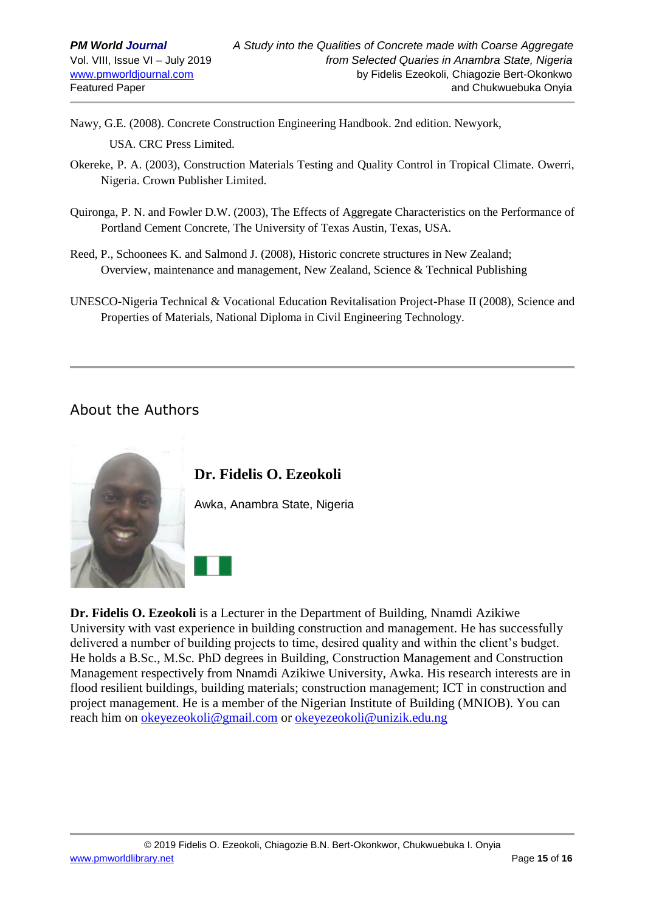Nawy, G.E. (2008). Concrete Construction Engineering Handbook. 2nd edition. Newyork, USA. CRC Press Limited.

Okereke, P. A. (2003), Construction Materials Testing and Quality Control in Tropical Climate. Owerri, Nigeria. Crown Publisher Limited.

Quironga, P. N. and Fowler D.W. (2003), The Effects of Aggregate Characteristics on the Performance of Portland Cement Concrete, The University of Texas Austin, Texas, USA.

Reed, P., Schoonees K. and Salmond J. (2008), Historic concrete structures in New Zealand; Overview, maintenance and management, New Zealand, Science & Technical Publishing

UNESCO-Nigeria Technical & Vocational Education Revitalisation Project-Phase II (2008), Science and Properties of Materials, National Diploma in Civil Engineering Technology.

---

## About the Authors

### Dr. Fidelis O. Ezeokoli

Awka, Anambra State, Nigeria

**Dr. Fidelis O. Ezeokoli** is a Lecturer in the Department of Building, Nnamdi Azikiwe University with vast experience in building construction and management. He has successfully delivered a number of building projects to time, desired quality and within the client's budget. He holds a B.Sc., M.Sc. PhD degrees in Building, Construction Management and Construction Management respectively from Nnamdi Azikiwe University, Awka. His research interests are in flood resilient buildings, building materials; construction management; ICT in construction and project management. He is a member of the Nigerian Institute of Building (MNIOB). You can reach him on okeyezeokoli@gmail.com or okeyezeokoli@unizik.edu.ng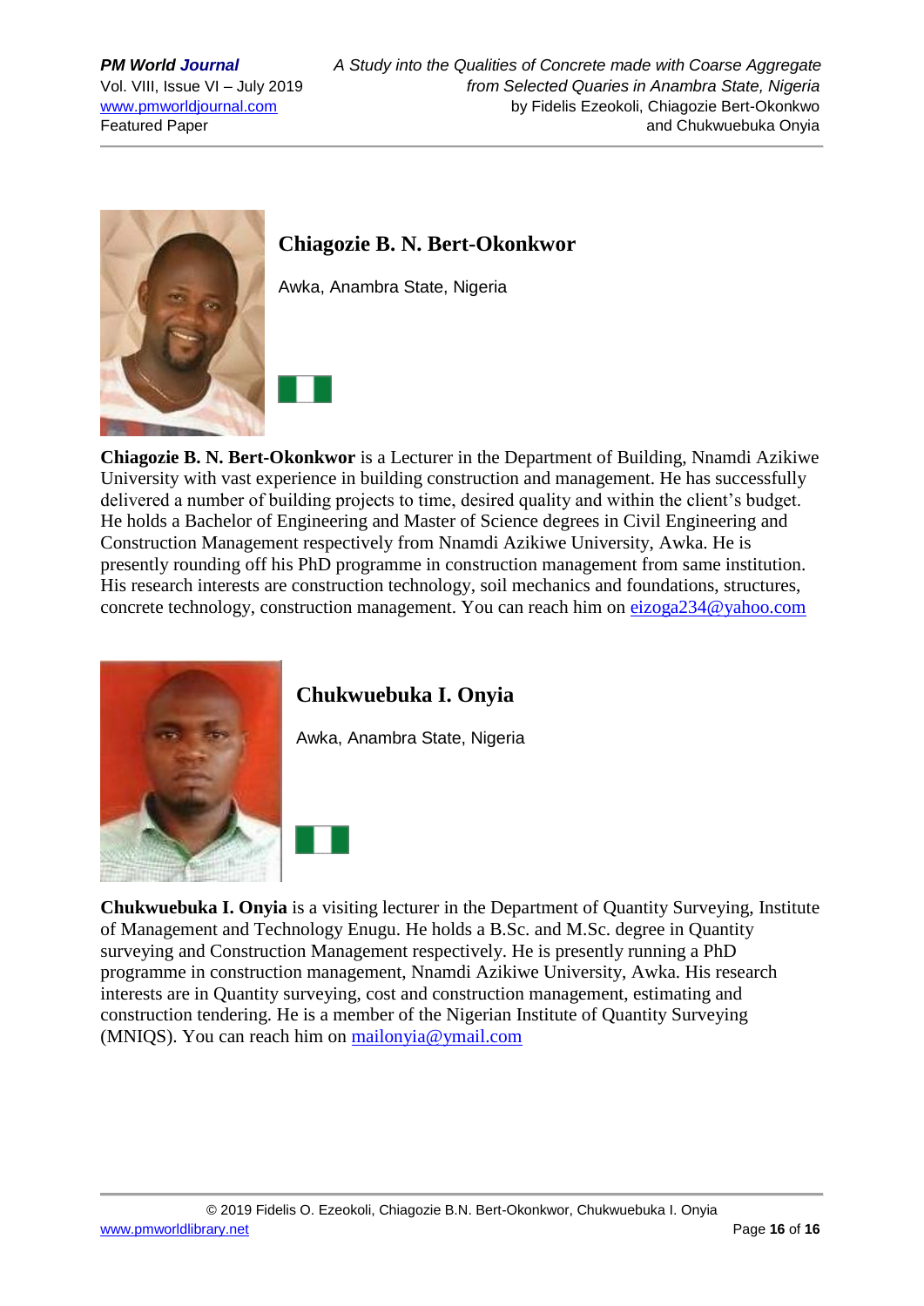## Chiagozie B. N. Bert-Okonkwor

Awka, Anambra State, Nigeria

**Chiagozie B. N. Bert-Okonkwor** is a Lecturer in the Department of Building, Nnamdi Azikiwe University with vast experience in building construction and management. He has successfully delivered a number of building projects to time, desired quality and within the client's budget. He holds a Bachelor of Engineering and Master of Science degrees in Civil Engineering and Construction Management respectively from Nnamdi Azikiwe University, Awka. He is presently rounding off his PhD programme in construction management from same institution. His research interests are construction technology, soil mechanics and foundations, structures, concrete technology, construction management. You can reach him on eizoga234@yahoo.com

## Chukwuebuka I. Onyia

Awka, Anambra State, Nigeria

**Chukwuebuka I. Onyia** is a visiting lecturer in the Department of Quantity Surveying, Institute of Management and Technology Enugu. He holds a B.Sc. and M.Sc. degree in Quantity surveying and Construction Management respectively. He is presently running a PhD programme in construction management, Nnamdi Azikiwe University, Awka. His research interests are in Quantity surveying, cost and construction management, estimating and construction tendering. He is a member of the Nigerian Institute of Quantity Surveying (MNIQS). You can reach him on mailonyia@ymail.com